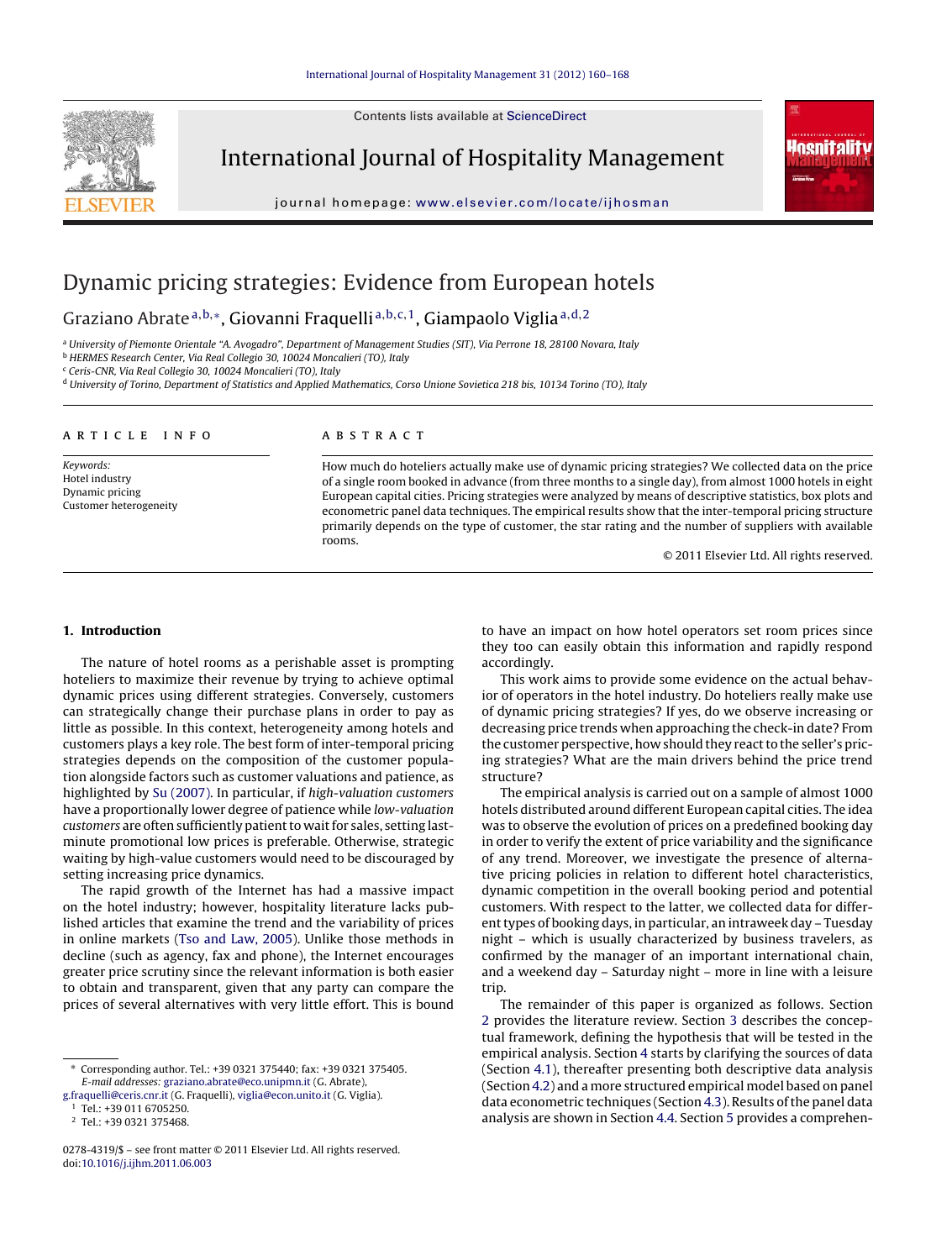# Dynamic pricing strategies: Evidence from European hotels

Graziano Abrate[a,b,*], Giovanni Fraquelli[a,b,c,1], Giampaolo Viglia[a,d,2]

[a] University of Piemonte Orientale "A. Avogadro", Department of Management Studies (SIT), Via Perrone 18, 28100 Novara, Italy
[b] HERMES Research Center, Via Real Collegio 30, 10024 Moncalieri (TO), Italy
[c] Ceris-CNR, Via Real Collegio 30, 10024 Moncalieri (TO), Italy
[d] University of Torino, Department of Statistics and Applied Mathematics, Corso Unione Sovietica 218 bis, 10134 Torino (TO), Italy

**ARTICLE INFO**

*Keywords:*
Hotel industry
Dynamic pricing
Customer heterogeneity

**ABSTRACT**

How much do hoteliers actually make use of dynamic pricing strategies? We collected data on the price of a single room booked in advance (from three months to a single day), from almost 1000 hotels in eight European capital cities. Pricing strategies were analyzed by means of descriptive statistics, box plots and econometric panel data techniques. The empirical results show that the inter-temporal pricing structure primarily depends on the type of customer, the star rating and the number of suppliers with available rooms.

© 2011 Elsevier Ltd. All rights reserved.

## 1. Introduction

The nature of hotel rooms as a perishable asset is prompting hoteliers to maximize their revenue by trying to achieve optimal dynamic prices using different strategies. Conversely, customers can strategically change their purchase plans in order to pay as little as possible. In this context, heterogeneity among hotels and customers plays a key role. The best form of inter-temporal pricing strategies depends on the composition of the customer population alongside factors such as customer valuations and patience, as highlighted by Su (2007). In particular, if *high-valuation customers* have a proportionally lower degree of patience while *low-valuation customers* are often sufficiently patient to wait for sales, setting last-minute promotional low prices is preferable. Otherwise, strategic waiting by high-value customers would need to be discouraged by setting increasing price dynamics.

The rapid growth of the Internet has had a massive impact on the hotel industry; however, hospitality literature lacks published articles that examine the trend and the variability of prices in online markets (Tso and Law, 2005). Unlike those methods in decline (such as agency, fax and phone), the Internet encourages greater price scrutiny since the relevant information is both easier to obtain and transparent, given that any party can compare the prices of several alternatives with very little effort. This is bound to have an impact on how hotel operators set room prices since they too can easily obtain this information and rapidly respond accordingly.

This work aims to provide some evidence on the actual behavior of operators in the hotel industry. Do hoteliers really make use of dynamic pricing strategies? If yes, do we observe increasing or decreasing price trends when approaching the check-in date? From the customer perspective, how should they react to the seller's pricing strategies? What are the main drivers behind the price trend structure?

The empirical analysis is carried out on a sample of almost 1000 hotels distributed around different European capital cities. The idea was to observe the evolution of prices on a predefined booking day in order to verify the extent of price variability and the significance of any trend. Moreover, we investigate the presence of alternative pricing policies in relation to different hotel characteristics, dynamic competition in the overall booking period and potential customers. With respect to the latter, we collected data for different types of booking days, in particular, an intraweek day – Tuesday night – which is usually characterized by business travelers, as confirmed by the manager of an important international chain, and a weekend day – Saturday night – more in line with a leisure trip.

The remainder of this paper is organized as follows. Section 2 provides the literature review. Section 3 describes the conceptual framework, defining the hypothesis that will be tested in the empirical analysis. Section 4 starts by clarifying the sources of data (Section 4.1), thereafter presenting both descriptive data analysis (Section 4.2) and a more structured empirical model based on panel data econometric techniques (Section 4.3). Results of the panel data analysis are shown in Section 4.4. Section 5 provides a comprehen-

---

* Corresponding author. Tel.: +39 0321 375440; fax: +39 0321 375405.
*E-mail addresses:* graziano.abrate@eco.unipmn.it (G. Abrate), g.fraquelli@ceris.cnr.it (G. Fraquelli), viglia@econ.unito.it (G. Viglia).
[1] Tel.: +39 011 6705250.
[2] Tel.: +39 0321 375468.

0278-4319/$ – see front matter © 2011 Elsevier Ltd. All rights reserved.
doi:10.1016/j.ijhm.2011.06.003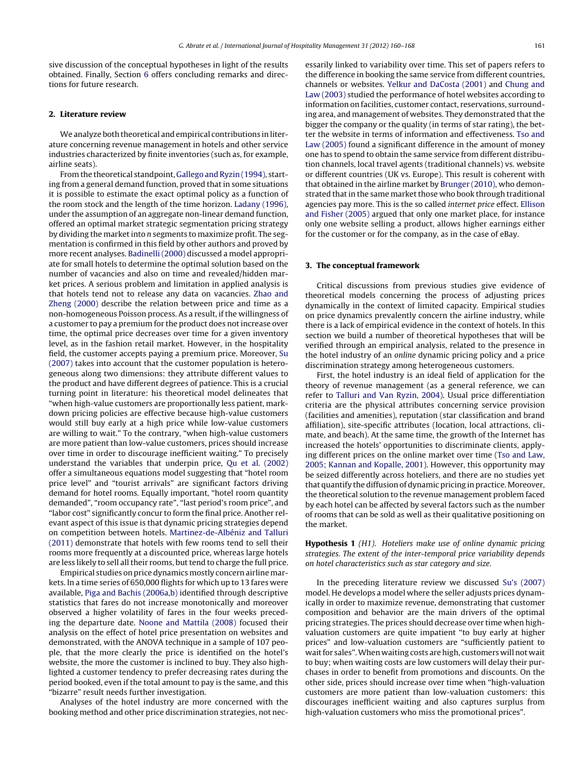sive discussion of the conceptual hypotheses in light of the results obtained. Finally, Section 6 offers concluding remarks and directions for future research.

## 2. Literature review

We analyze both theoretical and empirical contributions in literature concerning revenue management in hotels and other service industries characterized by finite inventories (such as, for example, airline seats).

From the theoretical standpoint, Gallego and Ryzin (1994), starting from a general demand function, proved that in some situations it is possible to estimate the exact optimal policy as a function of the room stock and the length of the time horizon. Ladany (1996), under the assumption of an aggregate non-linear demand function, offered an optimal market strategic segmentation pricing strategy by dividing the market into $n$ segments to maximize profit. The segmentation is confirmed in this field by other authors and proved by more recent analyses. Badinelli (2000) discussed a model appropriate for small hotels to determine the optimal solution based on the number of vacancies and also on time and revealed/hidden market prices. A serious problem and limitation in applied analysis is that hotels tend not to release any data on vacancies. Zhao and Zheng (2000) describe the relation between price and time as a non-homogeneous Poisson process. As a result, if the willingness of a customer to pay a premium for the product does not increase over time, the optimal price decreases over time for a given inventory level, as in the fashion retail market. However, in the hospitality field, the customer accepts paying a premium price. Moreover, Su (2007) takes into account that the customer population is heterogeneous along two dimensions: they attribute different values to the product and have different degrees of patience. This is a crucial turning point in literature: his theoretical model delineates that "when high-value customers are proportionally less patient, markdown pricing policies are effective because high-value customers would still buy early at a high price while low-value customers are willing to wait." To the contrary, "when high-value customers are more patient than low-value customers, prices should increase over time in order to discourage inefficient waiting." To precisely understand the variables that underpin price, Qu et al. (2002) offer a simultaneous equations model suggesting that "hotel room price level" and "tourist arrivals" are significant factors driving demand for hotel rooms. Equally important, "hotel room quantity demanded", "room occupancy rate", "last period's room price", and "labor cost" significantly concur to form the final price. Another relevant aspect of this issue is that dynamic pricing strategies depend on competition between hotels. Martinez-de-Albéniz and Talluri (2011) demonstrate that hotels with few rooms tend to sell their rooms more frequently at a discounted price, whereas large hotels are less likely to sell all their rooms, but tend to charge the full price.

Empirical studies on price dynamics mostly concern airline markets. In a time series of 650,000 flights for which up to 13 fares were available, Piga and Bachis (2006a,b) identified through descriptive statistics that fares do not increase monotonically and moreover observed a higher volatility of fares in the four weeks preceding the departure date. Noone and Mattila (2008) focused their analysis on the effect of hotel price presentation on websites and demonstrated, with the ANOVA technique in a sample of 107 people, that the more clearly the price is identified on the hotel's website, the more the customer is inclined to buy. They also highlighted a customer tendency to prefer decreasing rates during the period booked, even if the total amount to pay is the same, and this "bizarre" result needs further investigation.

Analyses of the hotel industry are more concerned with the booking method and other price discrimination strategies, not necessarily linked to variability over time. This set of papers refers to the difference in booking the same service from different countries, channels or websites. Yelkur and DaCosta (2001) and Chung and Law (2003) studied the performance of hotel websites according to information on facilities, customer contact, reservations, surrounding area, and management of websites. They demonstrated that the bigger the company or the quality (in terms of star rating), the better the website in terms of information and effectiveness. Tso and Law (2005) found a significant difference in the amount of money one has to spend to obtain the same service from different distribution channels, local travel agents (traditional channels) vs. website or different countries (UK vs. Europe). This result is coherent with that obtained in the airline market by Brunger (2010), who demonstrated that in the same market those who book through traditional agencies pay more. This is the so called *internet price* effect. Ellison and Fisher (2005) argued that only one market place, for instance only one website selling a product, allows higher earnings either for the customer or for the company, as in the case of eBay.

## 3. The conceptual framework

Critical discussions from previous studies give evidence of theoretical models concerning the process of adjusting prices dynamically in the context of limited capacity. Empirical studies on price dynamics prevalently concern the airline industry, while there is a lack of empirical evidence in the context of hotels. In this section we build a number of theoretical hypotheses that will be verified through an empirical analysis, related to the presence in the hotel industry of an *online* dynamic pricing policy and a price discrimination strategy among heterogeneous customers.

First, the hotel industry is an ideal field of application for the theory of revenue management (as a general reference, we can refer to Talluri and Van Ryzin, 2004). Usual price differentiation criteria are the physical attributes concerning service provision (facilities and amenities), reputation (star classification and brand affiliation), site-specific attributes (location, local attractions, climate, and beach). At the same time, the growth of the Internet has increased the hotels' opportunities to discriminate clients, applying different prices on the online market over time (Tso and Law, 2005; Kannan and Kopalle, 2001). However, this opportunity may be seized differently across hoteliers, and there are no studies yet that quantify the diffusion of dynamic pricing in practice. Moreover, the theoretical solution to the revenue management problem faced by each hotel can be affected by several factors such as the number of rooms that can be sold as well as their qualitative positioning on the market.

**Hypothesis 1** *(H1). Hoteliers make use of online dynamic pricing strategies. The extent of the inter-temporal price variability depends on hotel characteristics such as star category and size.*

In the preceding literature review we discussed Su's (2007) model. He develops a model where the seller adjusts prices dynamically in order to maximize revenue, demonstrating that customer composition and behavior are the main drivers of the optimal pricing strategies. The prices should decrease over time when high-valuation customers are quite impatient "to buy early at higher prices" and low-valuation customers are "sufficiently patient to wait for sales". When waiting costs are high, customers will not wait to buy; when waiting costs are low customers will delay their purchases in order to benefit from promotions and discounts. On the other side, prices should increase over time when "high-valuation customers are more patient than low-valuation customers: this discourages inefficient waiting and also captures surplus from high-valuation customers who miss the promotional prices".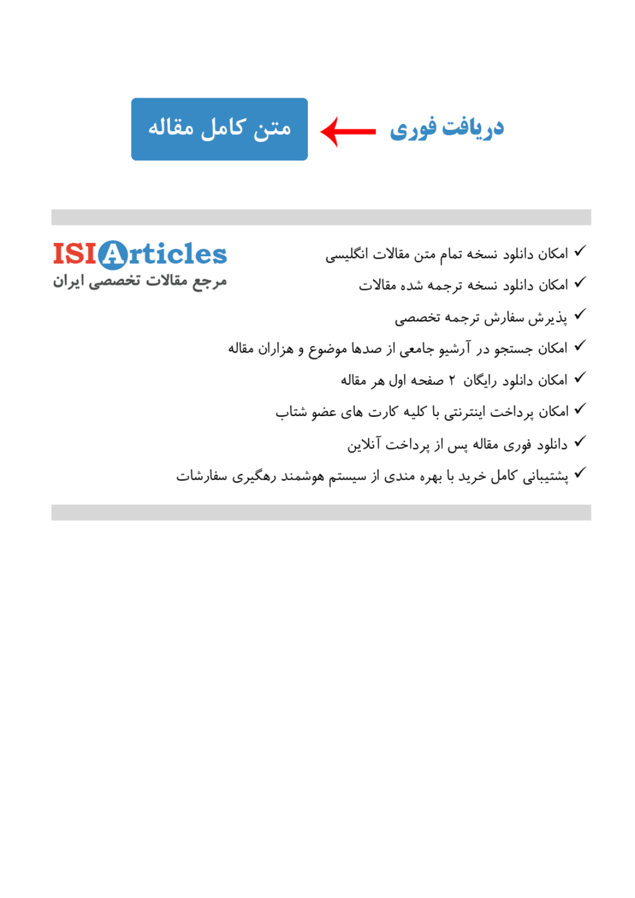دریافت فوری ← متن کامل مقاله

ISIArticles
مرجع مقالات تخصصی ایران

- ✓ امکان دانلود نسخه تمام متن مقالات انگلیسی
- ✓ امکان دانلود نسخه ترجمه شده مقالات
- ✓ پذیرش سفارش ترجمه تخصصی
- ✓ امکان جستجو در آرشیو جامعی از صدها موضوع و هزاران مقاله
- ✓ امکان دانلود رایگان ۲ صفحه اول هر مقاله
- ✓ امکان پرداخت اینترنتی با کلیه کارت های عضو شتاب
- ✓ دانلود فوری مقاله پس از پرداخت آنلاین
- ✓ پشتیبانی کامل خرید با بهره مندی از سیستم هوشمند رهگیری سفارشات